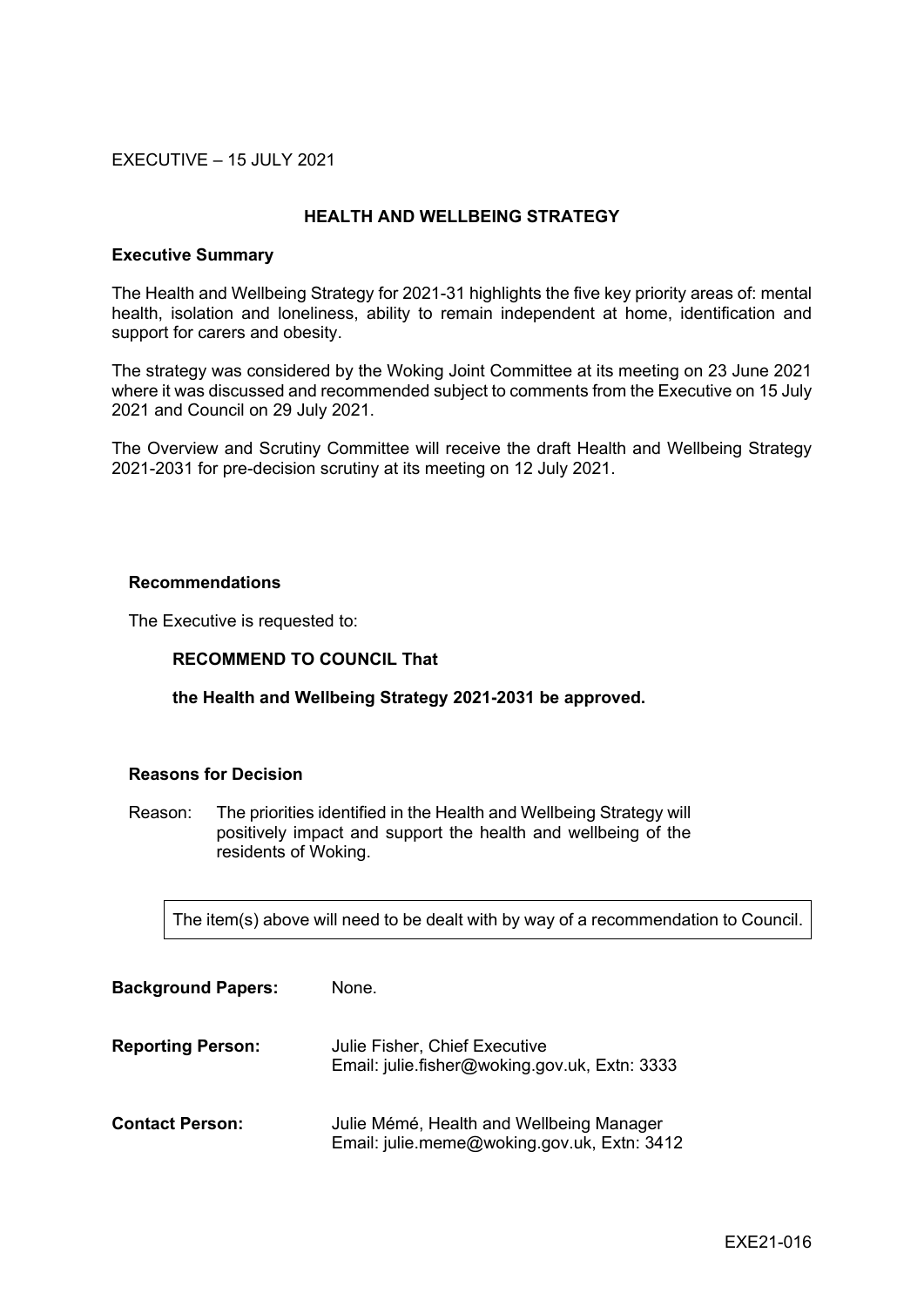EXECUTIVE – 15 JULY 2021

## HEALTH AND WELLBEING STRATEGY

**Executive Summary**

The Health and Wellbeing Strategy for 2021-31 highlights the five key priority areas of: mental health, isolation and loneliness, ability to remain independent at home, identification and support for carers and obesity.

The strategy was considered by the Woking Joint Committee at its meeting on 23 June 2021 where it was discussed and recommended subject to comments from the Executive on 15 July 2021 and Council on 29 July 2021.

The Overview and Scrutiny Committee will receive the draft Health and Wellbeing Strategy 2021-2031 for pre-decision scrutiny at its meeting on 12 July 2021.

**Recommendations**

The Executive is requested to:

**RECOMMEND TO COUNCIL That**

**the Health and Wellbeing Strategy 2021-2031 be approved.**

**Reasons for Decision**

Reason: The priorities identified in the Health and Wellbeing Strategy will positively impact and support the health and wellbeing of the residents of Woking.

The item(s) above will need to be dealt with by way of a recommendation to Council.

**Background Papers:** None.

**Reporting Person:** Julie Fisher, Chief Executive
Email: julie.fisher@woking.gov.uk, Extn: 3333

**Contact Person:** Julie Mémé, Health and Wellbeing Manager
Email: julie.meme@woking.gov.uk, Extn: 3412

EXE21-016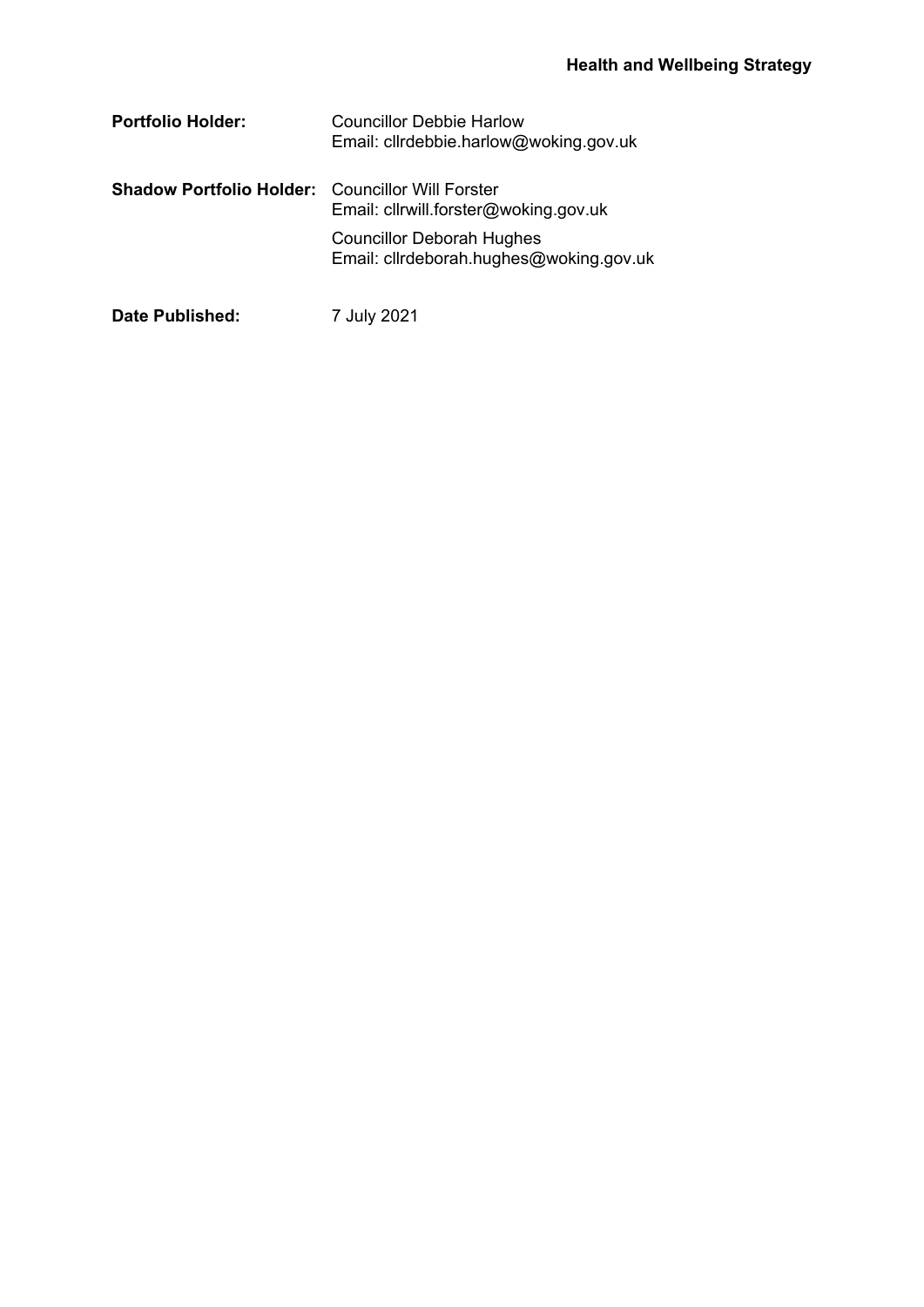**Portfolio Holder:** Councillor Debbie Harlow
Email: cllrdebbie.harlow@woking.gov.uk

**Shadow Portfolio Holder:** Councillor Will Forster
Email: cllrwill.forster@woking.gov.uk

Councillor Deborah Hughes
Email: cllrdeborah.hughes@woking.gov.uk

**Date Published:** 7 July 2021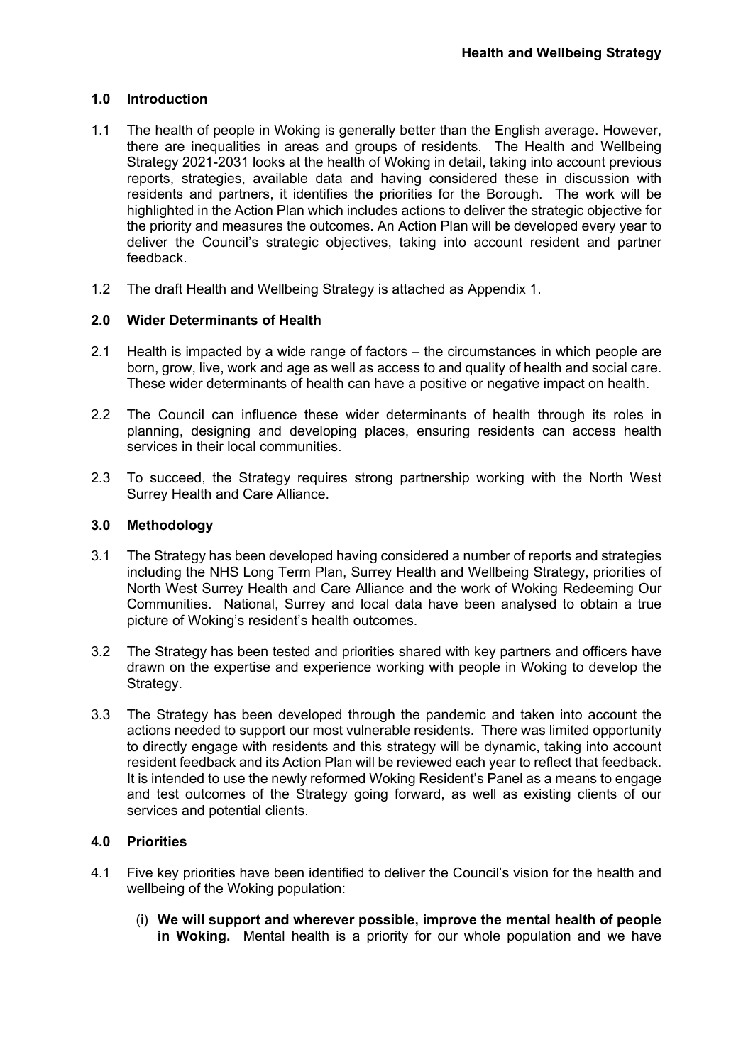## 1.0 Introduction

1.1 The health of people in Woking is generally better than the English average. However, there are inequalities in areas and groups of residents. The Health and Wellbeing Strategy 2021-2031 looks at the health of Woking in detail, taking into account previous reports, strategies, available data and having considered these in discussion with residents and partners, it identifies the priorities for the Borough. The work will be highlighted in the Action Plan which includes actions to deliver the strategic objective for the priority and measures the outcomes. An Action Plan will be developed every year to deliver the Council's strategic objectives, taking into account resident and partner feedback.

1.2 The draft Health and Wellbeing Strategy is attached as Appendix 1.

## 2.0 Wider Determinants of Health

2.1 Health is impacted by a wide range of factors – the circumstances in which people are born, grow, live, work and age as well as access to and quality of health and social care. These wider determinants of health can have a positive or negative impact on health.

2.2 The Council can influence these wider determinants of health through its roles in planning, designing and developing places, ensuring residents can access health services in their local communities.

2.3 To succeed, the Strategy requires strong partnership working with the North West Surrey Health and Care Alliance.

## 3.0 Methodology

3.1 The Strategy has been developed having considered a number of reports and strategies including the NHS Long Term Plan, Surrey Health and Wellbeing Strategy, priorities of North West Surrey Health and Care Alliance and the work of Woking Redeeming Our Communities. National, Surrey and local data have been analysed to obtain a true picture of Woking's resident's health outcomes.

3.2 The Strategy has been tested and priorities shared with key partners and officers have drawn on the expertise and experience working with people in Woking to develop the Strategy.

3.3 The Strategy has been developed through the pandemic and taken into account the actions needed to support our most vulnerable residents. There was limited opportunity to directly engage with residents and this strategy will be dynamic, taking into account resident feedback and its Action Plan will be reviewed each year to reflect that feedback. It is intended to use the newly reformed Woking Resident's Panel as a means to engage and test outcomes of the Strategy going forward, as well as existing clients of our services and potential clients.

## 4.0 Priorities

4.1 Five key priorities have been identified to deliver the Council's vision for the health and wellbeing of the Woking population:

(i) **We will support and wherever possible, improve the mental health of people in Woking.** Mental health is a priority for our whole population and we have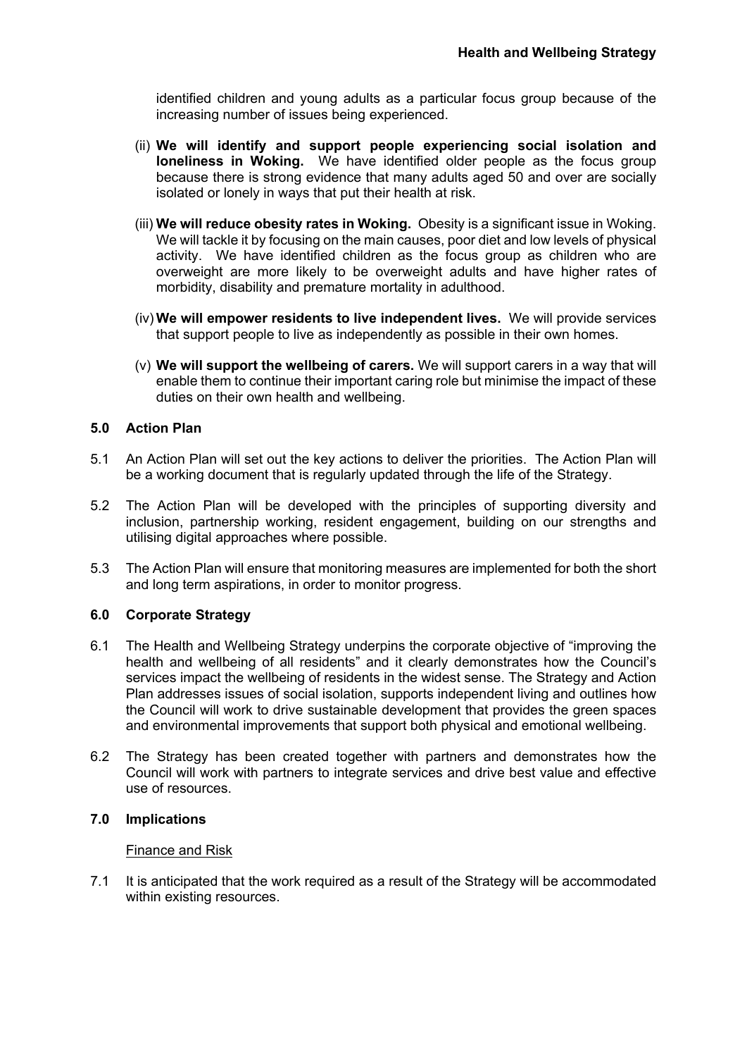identified children and young adults as a particular focus group because of the increasing number of issues being experienced.

(ii) **We will identify and support people experiencing social isolation and loneliness in Woking.** We have identified older people as the focus group because there is strong evidence that many adults aged 50 and over are socially isolated or lonely in ways that put their health at risk.

(iii) **We will reduce obesity rates in Woking.** Obesity is a significant issue in Woking. We will tackle it by focusing on the main causes, poor diet and low levels of physical activity. We have identified children as the focus group as children who are overweight are more likely to be overweight adults and have higher rates of morbidity, disability and premature mortality in adulthood.

(iv) **We will empower residents to live independent lives.** We will provide services that support people to live as independently as possible in their own homes.

(v) **We will support the wellbeing of carers.** We will support carers in a way that will enable them to continue their important caring role but minimise the impact of these duties on their own health and wellbeing.

## 5.0 Action Plan

5.1 An Action Plan will set out the key actions to deliver the priorities. The Action Plan will be a working document that is regularly updated through the life of the Strategy.

5.2 The Action Plan will be developed with the principles of supporting diversity and inclusion, partnership working, resident engagement, building on our strengths and utilising digital approaches where possible.

5.3 The Action Plan will ensure that monitoring measures are implemented for both the short and long term aspirations, in order to monitor progress.

## 6.0 Corporate Strategy

6.1 The Health and Wellbeing Strategy underpins the corporate objective of "improving the health and wellbeing of all residents" and it clearly demonstrates how the Council's services impact the wellbeing of residents in the widest sense. The Strategy and Action Plan addresses issues of social isolation, supports independent living and outlines how the Council will work to drive sustainable development that provides the green spaces and environmental improvements that support both physical and emotional wellbeing.

6.2 The Strategy has been created together with partners and demonstrates how the Council will work with partners to integrate services and drive best value and effective use of resources.

## 7.0 Implications

Finance and Risk

7.1 It is anticipated that the work required as a result of the Strategy will be accommodated within existing resources.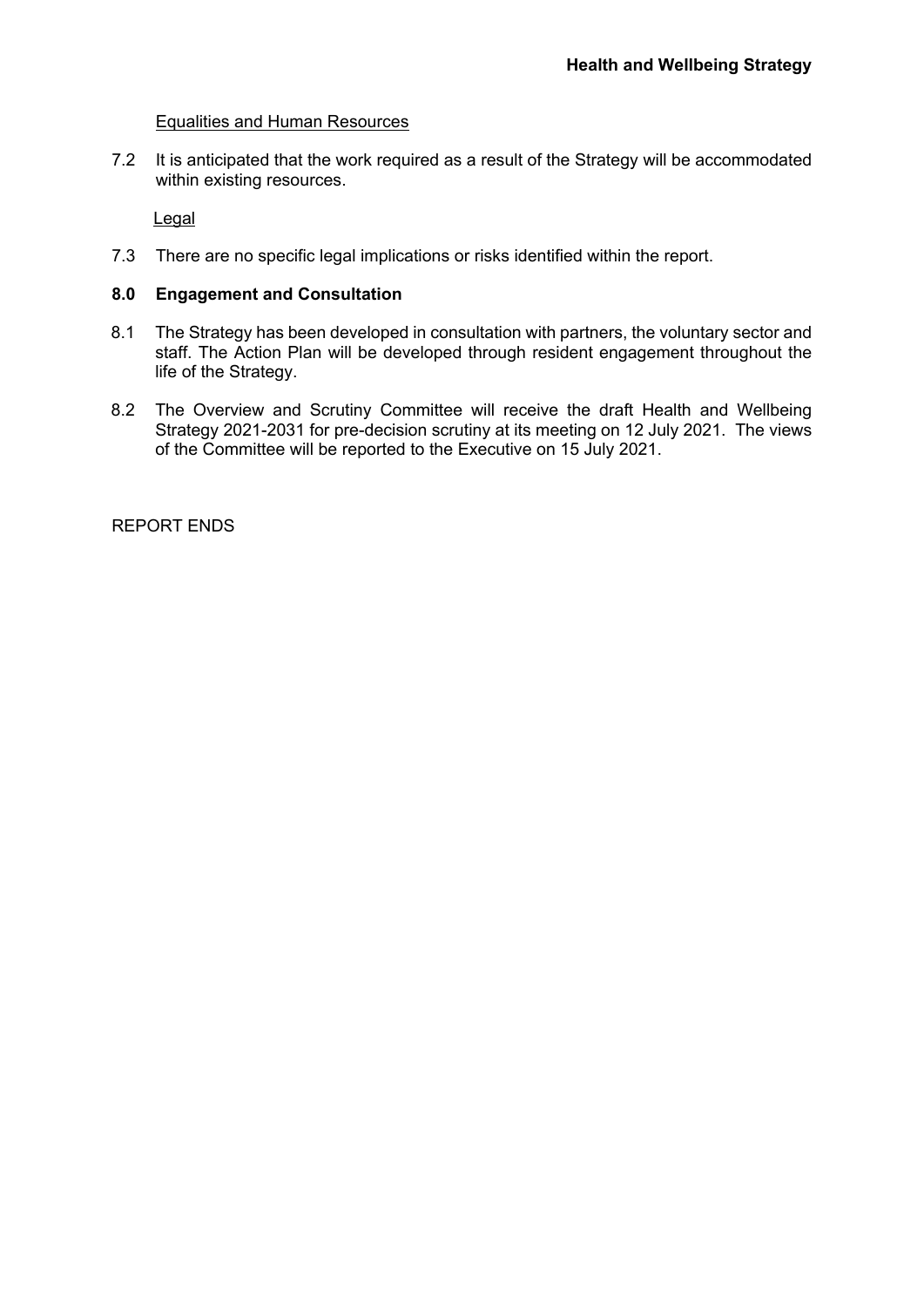Equalities and Human Resources

7.2 It is anticipated that the work required as a result of the Strategy will be accommodated within existing resources.

Legal

7.3 There are no specific legal implications or risks identified within the report.

## 8.0 Engagement and Consultation

8.1 The Strategy has been developed in consultation with partners, the voluntary sector and staff. The Action Plan will be developed through resident engagement throughout the life of the Strategy.

8.2 The Overview and Scrutiny Committee will receive the draft Health and Wellbeing Strategy 2021-2031 for pre-decision scrutiny at its meeting on 12 July 2021. The views of the Committee will be reported to the Executive on 15 July 2021.

REPORT ENDS